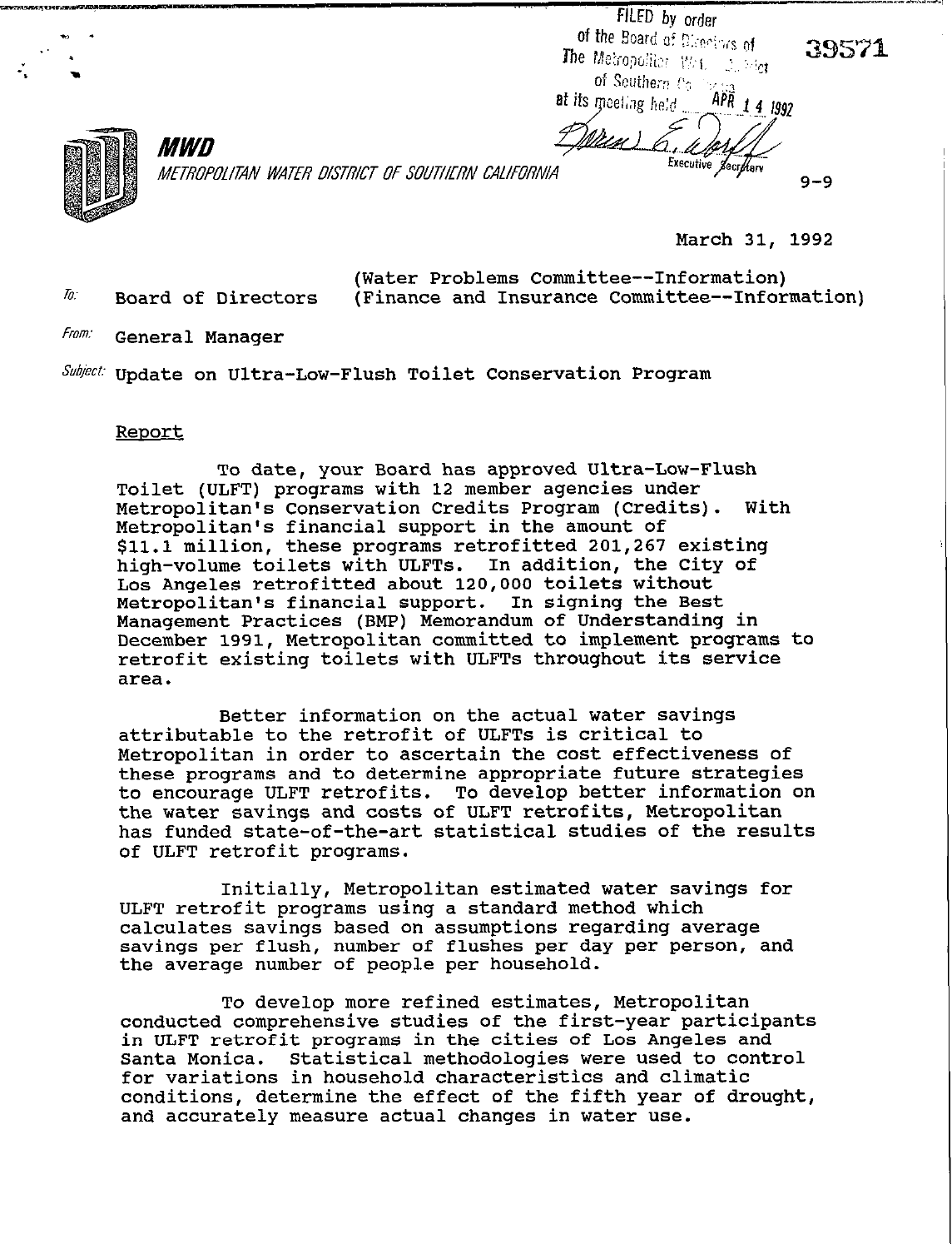FILED by order of the Board of Directors of The Metropolitan Water District of Southern California at its meeting held APR 14 1992

Executive Secretary

39571

**MWD**

*METROPOLITAN WATER DISTRICT OF SOUTHERN CALIFORNIA*

9-9

March 31, 1992

To: Board of Directors (Water Problems Committee--Information)
(Finance and Insurance Committee--Information)

From: General Manager

Subject: Update on Ultra-Low-Flush Toilet Conservation Program

Report

To date, your Board has approved Ultra-Low-Flush Toilet (ULFT) programs with 12 member agencies under Metropolitan's Conservation Credits Program (Credits). With Metropolitan's financial support in the amount of $11.1 million, these programs retrofitted 201,267 existing high-volume toilets with ULFTs. In addition, the City of Los Angeles retrofitted about 120,000 toilets without Metropolitan's financial support. In signing the Best Management Practices (BMP) Memorandum of Understanding in December 1991, Metropolitan committed to implement programs to retrofit existing toilets with ULFTs throughout its service area.

Better information on the actual water savings attributable to the retrofit of ULFTs is critical to Metropolitan in order to ascertain the cost effectiveness of these programs and to determine appropriate future strategies to encourage ULFT retrofits. To develop better information on the water savings and costs of ULFT retrofits, Metropolitan has funded state-of-the-art statistical studies of the results of ULFT retrofit programs.

Initially, Metropolitan estimated water savings for ULFT retrofit programs using a standard method which calculates savings based on assumptions regarding average savings per flush, number of flushes per day per person, and the average number of people per household.

To develop more refined estimates, Metropolitan conducted comprehensive studies of the first-year participants in ULFT retrofit programs in the cities of Los Angeles and Santa Monica. Statistical methodologies were used to control for variations in household characteristics and climatic conditions, determine the effect of the fifth year of drought, and accurately measure actual changes in water use.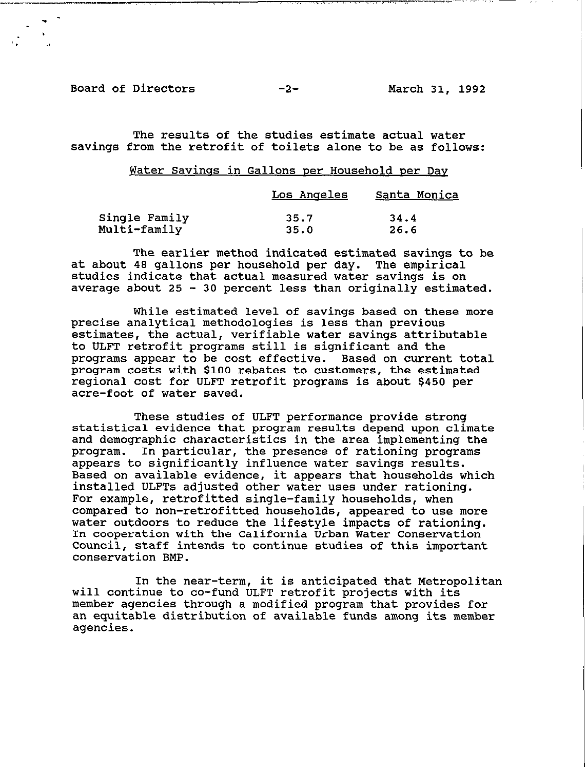The results of the studies estimate actual water savings from the retrofit of toilets alone to be as follows:

Water Savings in Gallons per Household per Day

| | Los Angeles | Santa Monica |
|---|---|---|
| Single Family | 35.7 | 34.4 |
| Multi-family | 35.0 | 26.6 |

The earlier method indicated estimated savings to be at about 48 gallons per household per day. The empirical studies indicate that actual measured water savings is on average about 25 - 30 percent less than originally estimated.

While estimated level of savings based on these more precise analytical methodologies is less than previous estimates, the actual, verifiable water savings attributable to ULFT retrofit programs still is significant and the programs appear to be cost effective. Based on current total program costs with $100 rebates to customers, the estimated regional cost for ULFT retrofit programs is about $450 per acre-foot of water saved.

These studies of ULFT performance provide strong statistical evidence that program results depend upon climate and demographic characteristics in the area implementing the program. In particular, the presence of rationing programs appears to significantly influence water savings results. Based on available evidence, it appears that households which installed ULFTs adjusted other water uses under rationing. For example, retrofitted single-family households, when compared to non-retrofitted households, appeared to use more water outdoors to reduce the lifestyle impacts of rationing. In cooperation with the California Urban Water Conservation Council, staff intends to continue studies of this important conservation BMP.

In the near-term, it is anticipated that Metropolitan will continue to co-fund ULFT retrofit projects with its member agencies through a modified program that provides for an equitable distribution of available funds among its member agencies.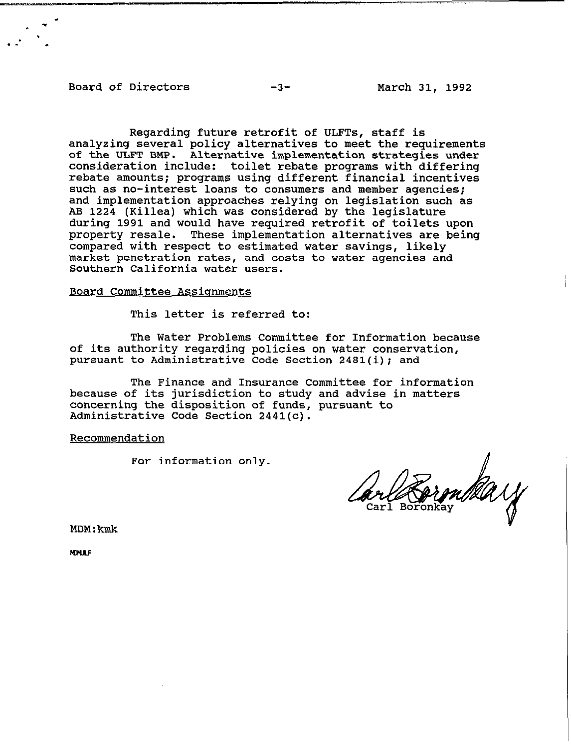Regarding future retrofit of ULFTs, staff is analyzing several policy alternatives to meet the requirements of the ULFT BMP. Alternative implementation strategies under consideration include: toilet rebate programs with differing rebate amounts; programs using different financial incentives such as no-interest loans to consumers and member agencies; and implementation approaches relying on legislation such as AB 1224 (Killea) which was considered by the legislature during 1991 and would have required retrofit of toilets upon property resale. These implementation alternatives are being compared with respect to estimated water savings, likely market penetration rates, and costs to water agencies and Southern California water users.

Board Committee Assignments

This letter is referred to:

The Water Problems Committee for Information because of its authority regarding policies on water conservation, pursuant to Administrative Code Section 2481(i); and

The Finance and Insurance Committee for information because of its jurisdiction to study and advise in matters concerning the disposition of funds, pursuant to Administrative Code Section 2441(c).

Recommendation

For information only.

Carl Boronkay

MDM:kmk

MDMULF